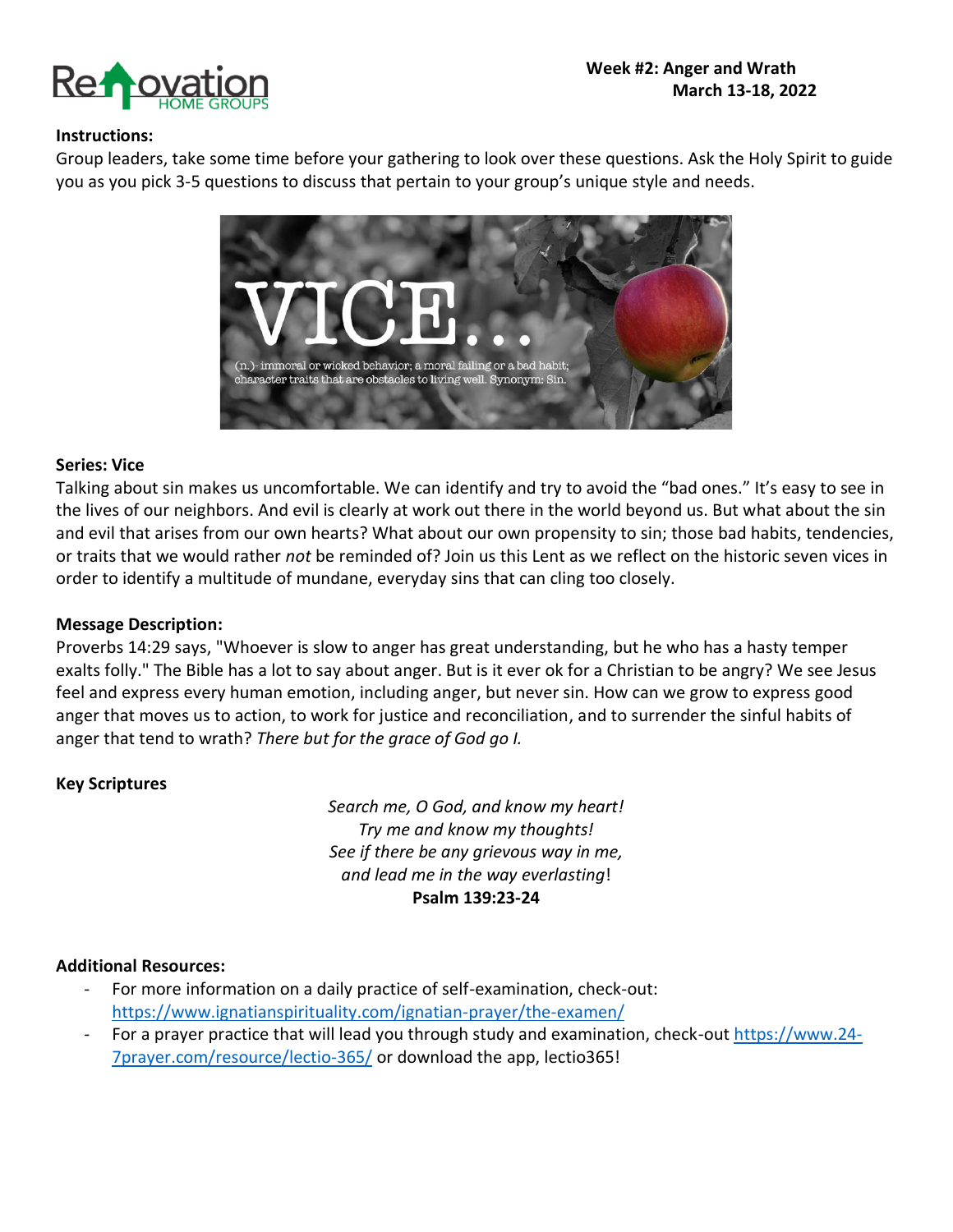**Week #2: Anger and Wrath**
**March 13-18, 2022**

**Instructions:**
Group leaders, take some time before your gathering to look over these questions. Ask the Holy Spirit to guide you as you pick 3-5 questions to discuss that pertain to your group's unique style and needs.

VICE...

(n.)- immoral or wicked behavior; a moral failing or a bad habit; character traits that are obstacles to living well. Synonym: Sin.

**Series: Vice**
Talking about sin makes us uncomfortable. We can identify and try to avoid the "bad ones." It's easy to see in the lives of our neighbors. And evil is clearly at work out there in the world beyond us. But what about the sin and evil that arises from our own hearts? What about our own propensity to sin; those bad habits, tendencies, or traits that we would rather *not* be reminded of? Join us this Lent as we reflect on the historic seven vices in order to identify a multitude of mundane, everyday sins that can cling too closely.

**Message Description:**
Proverbs 14:29 says, "Whoever is slow to anger has great understanding, but he who has a hasty temper exalts folly." The Bible has a lot to say about anger. But is it ever ok for a Christian to be angry? We see Jesus feel and express every human emotion, including anger, but never sin. How can we grow to express good anger that moves us to action, to work for justice and reconciliation, and to surrender the sinful habits of anger that tend to wrath? *There but for the grace of God go I.*

**Key Scriptures**

*Search me, O God, and know my heart!*
*Try me and know my thoughts!*
*See if there be any grievous way in me,*
*and lead me in the way everlasting*!
**Psalm 139:23-24**

**Additional Resources:**

- For more information on a daily practice of self-examination, check-out: https://www.ignatianspirituality.com/ignatian-prayer/the-examen/
- For a prayer practice that will lead you through study and examination, check-out https://www.24-7prayer.com/resource/lectio-365/ or download the app, lectio365!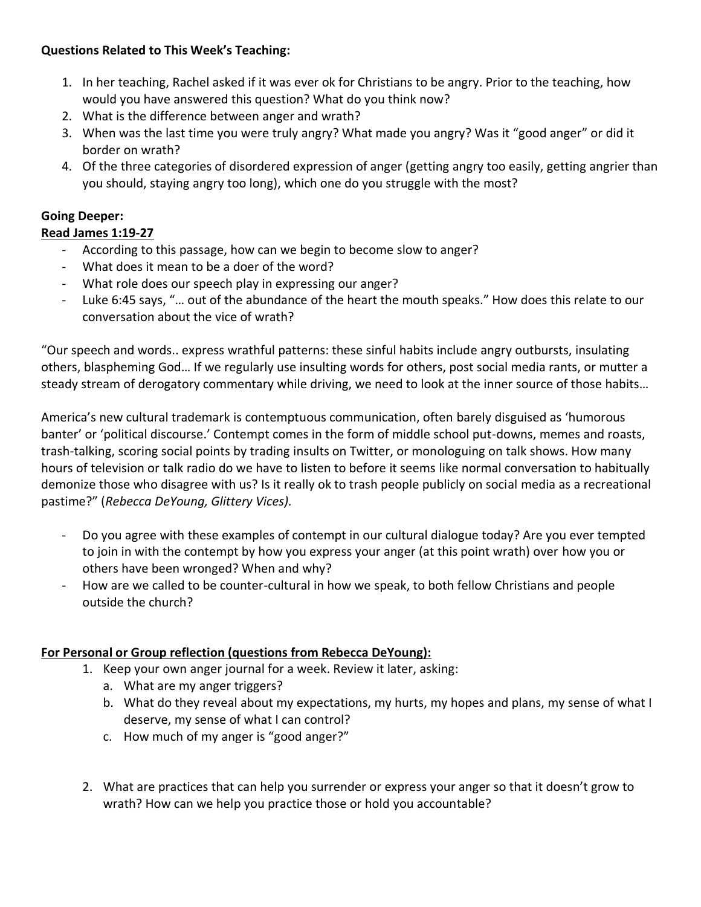**Questions Related to This Week's Teaching:**

1. In her teaching, Rachel asked if it was ever ok for Christians to be angry. Prior to the teaching, how would you have answered this question? What do you think now?
2. What is the difference between anger and wrath?
3. When was the last time you were truly angry? What made you angry? Was it "good anger" or did it border on wrath?
4. Of the three categories of disordered expression of anger (getting angry too easily, getting angrier than you should, staying angry too long), which one do you struggle with the most?

**Going Deeper:**

**Read James 1:19-27**

- According to this passage, how can we begin to become slow to anger?
- What does it mean to be a doer of the word?
- What role does our speech play in expressing our anger?
- Luke 6:45 says, "… out of the abundance of the heart the mouth speaks." How does this relate to our conversation about the vice of wrath?

"Our speech and words.. express wrathful patterns: these sinful habits include angry outbursts, insulating others, blaspheming God… If we regularly use insulting words for others, post social media rants, or mutter a steady stream of derogatory commentary while driving, we need to look at the inner source of those habits…

America's new cultural trademark is contemptuous communication, often barely disguised as 'humorous banter' or 'political discourse.' Contempt comes in the form of middle school put-downs, memes and roasts, trash-talking, scoring social points by trading insults on Twitter, or monologuing on talk shows. How many hours of television or talk radio do we have to listen to before it seems like normal conversation to habitually demonize those who disagree with us? Is it really ok to trash people publicly on social media as a recreational pastime?" (*Rebecca DeYoung, Glittery Vices).*

- Do you agree with these examples of contempt in our cultural dialogue today? Are you ever tempted to join in with the contempt by how you express your anger (at this point wrath) over how you or others have been wronged? When and why?
- How are we called to be counter-cultural in how we speak, to both fellow Christians and people outside the church?

**For Personal or Group reflection (questions from Rebecca DeYoung):**

1. Keep your own anger journal for a week. Review it later, asking:
   a. What are my anger triggers?
   b. What do they reveal about my expectations, my hurts, my hopes and plans, my sense of what I deserve, my sense of what I can control?
   c. How much of my anger is "good anger?"

2. What are practices that can help you surrender or express your anger so that it doesn't grow to wrath? How can we help you practice those or hold you accountable?